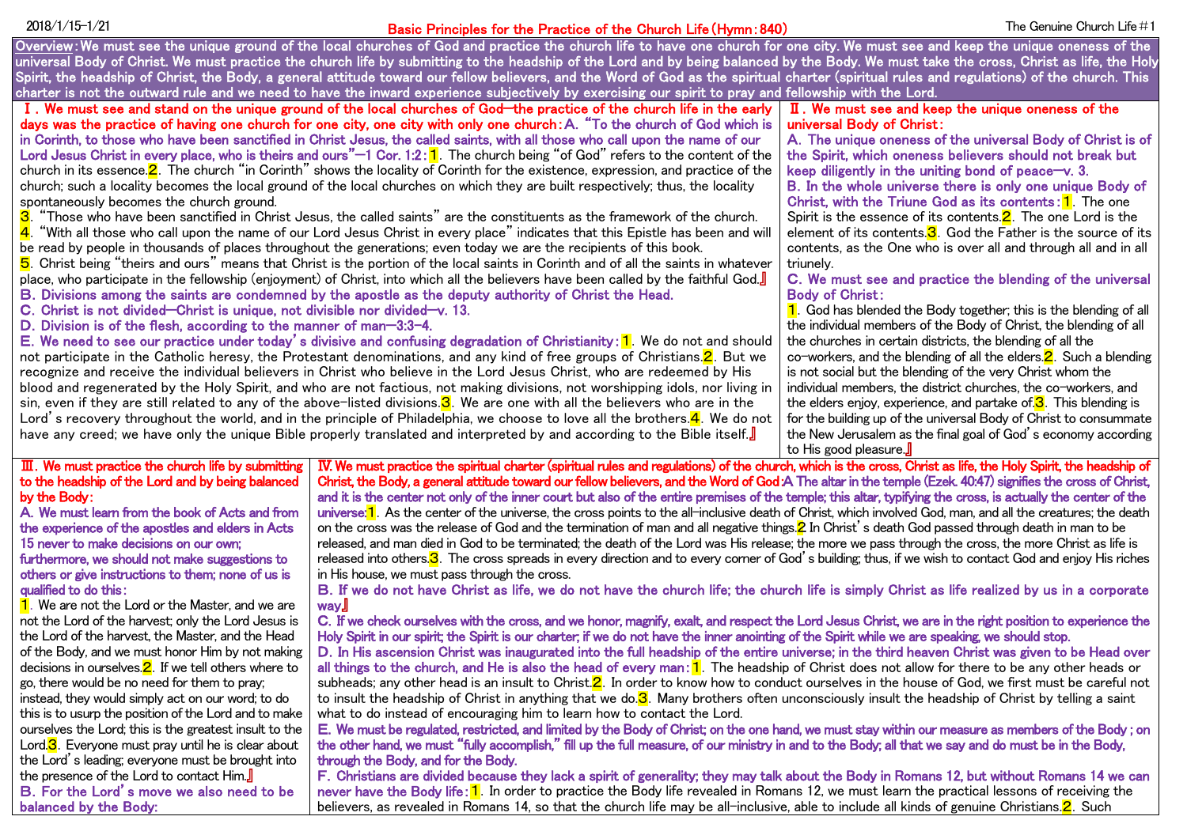# Basic Principles for the Practice of the Church Life (Hymn: 840)

2018/1/15–1/21 — The Genuine Church Life #1

**Overview: We must see the unique ground of the local churches of God and practice the church life to have one church for one city. We must see and keep the unique oneness of the universal Body of Christ. We must practice the church life by submitting to the headship of the Lord and by being balanced by the Body. We must take the cross, Christ as life, the Holy Spirit, the headship of Christ, the Body, a general attitude toward our fellow believers, and the Word of God as the spiritual charter (spiritual rules and regulations) of the church. This charter is not the outward rule and we need to have the inward experience subjectively by exercising our spirit to pray and fellowship with the Lord.**

## Ⅰ. We must see and stand on the unique ground of the local churches of God—the practice of the church life in the early days was the practice of having one church for one city, one city with only one church:

**A. "To the church of God which is in Corinth, to those who have been sanctified in Christ Jesus, the called saints, with all those who call upon the name of our Lord Jesus Christ in every place, who is theirs and ours"—1 Cor. 1:2:**

1. The church being "of God" refers to the content of the church in its essence.
2. The church "in Corinth" shows the locality of Corinth for the existence, expression, and practice of the church; such a locality becomes the local ground of the local churches on which they are built respectively; thus, the locality spontaneously becomes the church ground.
3. "Those who have been sanctified in Christ Jesus, the called saints" are the constituents as the framework of the church.
4. "With all those who call upon the name of our Lord Jesus Christ in every place" indicates that this Epistle has been and will be read by people in thousands of places throughout the generations; even today we are the recipients of this book.
5. Christ being "theirs and ours" means that Christ is the portion of the local saints in Corinth and of all the saints in whatever place, who participate in the fellowship (enjoyment) of Christ, into which all the believers have been called by the faithful God.』

**B. Divisions among the saints are condemned by the apostle as the deputy authority of Christ the Head.**

**C. Christ is not divided—Christ is unique, not divisible nor divided—v. 13.**

**D. Division is of the flesh, according to the manner of man—3:3-4.**

**E. We need to see our practice under today's divisive and confusing degradation of Christianity:**

1. We do not and should not participate in the Catholic heresy, the Protestant denominations, and any kind of free groups of Christians.
2. But we recognize and receive the individual believers in Christ who believe in the Lord Jesus Christ, who are redeemed by His blood and regenerated by the Holy Spirit, and who are not factious, not making divisions, not worshipping idols, nor living in sin, even if they are still related to any of the above-listed divisions.
3. We are one with all the believers who are in the Lord's recovery throughout the world, and in the principle of Philadelphia, we choose to love all the brothers.
4. We do not have any creed; we have only the unique Bible properly translated and interpreted by and according to the Bible itself.』

## Ⅱ. We must see and keep the unique oneness of the universal Body of Christ:

**A. The unique oneness of the universal Body of Christ is of the Spirit, which oneness believers should not break but keep diligently in the uniting bond of peace—v. 3.**

**B. In the whole universe there is only one unique Body of Christ, with the Triune God as its contents:**

1. The one Spirit is the essence of its contents.
2. The one Lord is the element of its contents.
3. God the Father is the source of its contents, as the One who is over all and through all and in all triunely.

**C. We must see and practice the blending of the universal Body of Christ:**

1. God has blended the Body together; this is the blending of all the individual members of the Body of Christ, the blending of all the churches in certain districts, the blending of all the co-workers, and the blending of all the elders.
2. Such a blending is not social but the blending of the very Christ whom the individual members, the district churches, the co-workers, and the elders enjoy, experience, and partake of.
3. This blending is for the building up of the universal Body of Christ to consummate the New Jerusalem as the final goal of God's economy according to His good pleasure.』

## Ⅲ. We must practice the church life by submitting to the headship of the Lord and by being balanced by the Body:

**A. We must learn from the book of Acts and from the experience of the apostles and elders in Acts 15 never to make decisions on our own; furthermore, we should not make suggestions to others or give instructions to them; none of us is qualified to do this:**

1. We are not the Lord or the Master, and we are not the Lord of the harvest; only the Lord Jesus is the Lord of the harvest, the Master, and the Head of the Body, and we must honor Him by not making decisions in ourselves.
2. If we tell others where to go, there would be no need for them to pray; instead, they would simply act on our word; to do this is to usurp the position of the Lord and to make ourselves the Lord; this is the greatest insult to the Lord.
3. Everyone must pray until he is clear about the Lord's leading; everyone must be brought into the presence of the Lord to contact Him.』

**B. For the Lord's move we also need to be balanced by the Body:**

## Ⅳ. We must practice the spiritual charter (spiritual rules and regulations) of the church, which is the cross, Christ as life, the Holy Spirit, the headship of Christ, the Body, a general attitude toward our fellow believers, and the Word of God:

**A. The altar in the temple (Ezek. 40:47) signifies the cross of Christ, and it is the center not only of the inner court but also of the entire premises of the temple; this altar, typifying the cross, is actually the center of the universe:**

1. As the center of the universe, the cross points to the all-inclusive death of Christ, which involved God, man, and all the creatures; the death on the cross was the release of God and the termination of man and all negative things.
2. In Christ's death God passed through death in man to be released, and man died in God to be terminated; the death of the Lord was His release; the more we pass through the cross, the more Christ as life is released into others.
3. The cross spreads in every direction and to every corner of God's building; thus, if we wish to contact God and enjoy His riches in His house, we must pass through the cross.

**B. If we do not have Christ as life, we do not have the church life; the church life is simply Christ as life realized by us in a corporate way.』**

**C. If we check ourselves with the cross, and we honor, magnify, exalt, and respect the Lord Jesus Christ, we are in the right position to experience the Holy Spirit in our spirit; the Spirit is our charter; if we do not have the inner anointing of the Spirit while we are speaking, we should stop.**

**D. In His ascension Christ was inaugurated into the full headship of the entire universe; in the third heaven Christ was given to be Head over all things to the church, and He is also the head of every man:**

1. The headship of Christ does not allow for there to be any other heads or subheads; any other head is an insult to Christ.
2. In order to know how to conduct ourselves in the house of God, we first must be careful not to insult the headship of Christ in anything that we do.
3. Many brothers often unconsciously insult the headship of Christ by telling a saint what to do instead of encouraging him to learn how to contact the Lord.

**E. We must be regulated, restricted, and limited by the Body of Christ; on the one hand, we must stay within our measure as members of the Body; on the other hand, we must "fully accomplish," fill up the full measure, of our ministry in and to the Body; all that we say and do must be in the Body, through the Body, and for the Body.**

**F. Christians are divided because they lack a spirit of generality; they may talk about the Body in Romans 12, but without Romans 14 we can never have the Body life:**

1. In order to practice the Body life revealed in Romans 12, we must learn the practical lessons of receiving the believers, as revealed in Romans 14, so that the church life may be all-inclusive, able to include all kinds of genuine Christians.
2. Such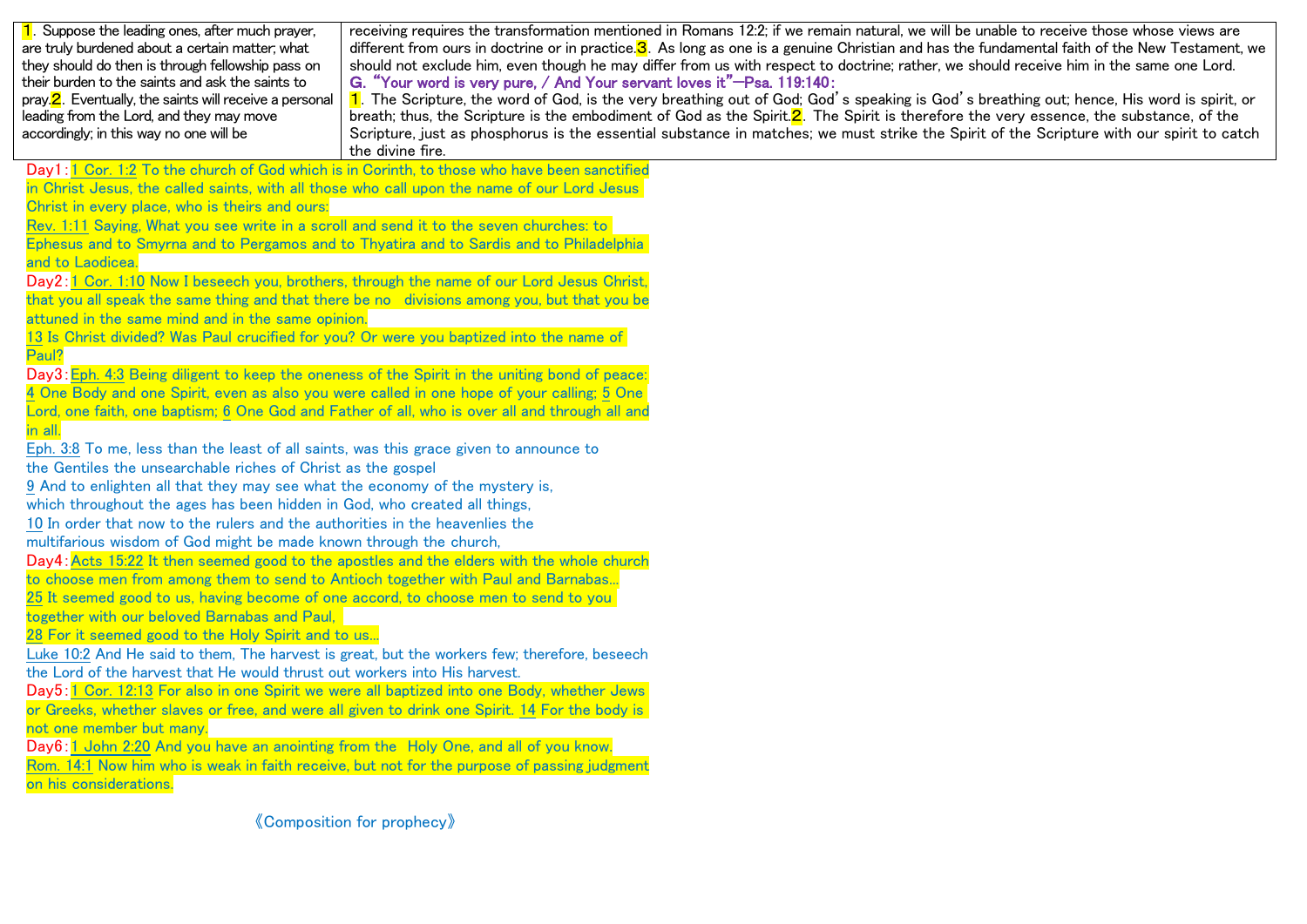1. Suppose the leading ones, after much prayer, are truly burdened about a certain matter; what they should do then is through fellowship pass on their burden to the saints and ask the saints to pray. 2. Eventually, the saints will receive a personal leading from the Lord, and they may move accordingly; in this way no one will be receiving requires the transformation mentioned in Romans 12:2; if we remain natural, we will be unable to receive those whose views are different from ours in doctrine or in practice. 3. As long as one is a genuine Christian and has the fundamental faith of the New Testament, we should not exclude him, even though he may differ from us with respect to doctrine; rather, we should receive him in the same one Lord.

**G. "Your word is very pure, / And Your servant loves it"—Psa. 119:140:**

1. The Scripture, the word of God, is the very breathing out of God; God's speaking is God's breathing out; hence, His word is spirit, or breath; thus, the Scripture is the embodiment of God as the Spirit. 2. The Spirit is therefore the very essence, the substance, of the Scripture, just as phosphorus is the essential substance in matches; we must strike the Spirit of the Scripture with our spirit to catch the divine fire.

**Day1:** 1 Cor. 1:2 To the church of God which is in Corinth, to those who have been sanctified in Christ Jesus, the called saints, with all those who call upon the name of our Lord Jesus Christ in every place, who is theirs and ours:

Rev. 1:11 Saying, What you see write in a scroll and send it to the seven churches: to Ephesus and to Smyrna and to Pergamos and to Thyatira and to Sardis and to Philadelphia and to Laodicea.

**Day2:** 1 Cor. 1:10 Now I beseech you, brothers, through the name of our Lord Jesus Christ, that you all speak the same thing and that there be no divisions among you, but that you be attuned in the same mind and in the same opinion.

13 Is Christ divided? Was Paul crucified for you? Or were you baptized into the name of Paul?

**Day3:** Eph. 4:3 Being diligent to keep the oneness of the Spirit in the uniting bond of peace: 4 One Body and one Spirit, even as also you were called in one hope of your calling; 5 One Lord, one faith, one baptism; 6 One God and Father of all, who is over all and through all and in all.

Eph. 3:8 To me, less than the least of all saints, was this grace given to announce to the Gentiles the unsearchable riches of Christ as the gospel

9 And to enlighten all that they may see what the economy of the mystery is, which throughout the ages has been hidden in God, who created all things,

10 In order that now to the rulers and the authorities in the heavenlies the multifarious wisdom of God might be made known through the church,

**Day4:** Acts 15:22 It then seemed good to the apostles and the elders with the whole church to choose men from among them to send to Antioch together with Paul and Barnabas...

25 It seemed good to us, having become of one accord, to choose men to send to you together with our beloved Barnabas and Paul,

28 For it seemed good to the Holy Spirit and to us...

Luke 10:2 And He said to them, The harvest is great, but the workers few; therefore, beseech the Lord of the harvest that He would thrust out workers into His harvest.

**Day5:** 1 Cor. 12:13 For also in one Spirit we were all baptized into one Body, whether Jews or Greeks, whether slaves or free, and were all given to drink one Spirit. 14 For the body is not one member but many.

**Day6:** 1 John 2:20 And you have an anointing from the Holy One, and all of you know.

Rom. 14:1 Now him who is weak in faith receive, but not for the purpose of passing judgment on his considerations.

《Composition for prophecy》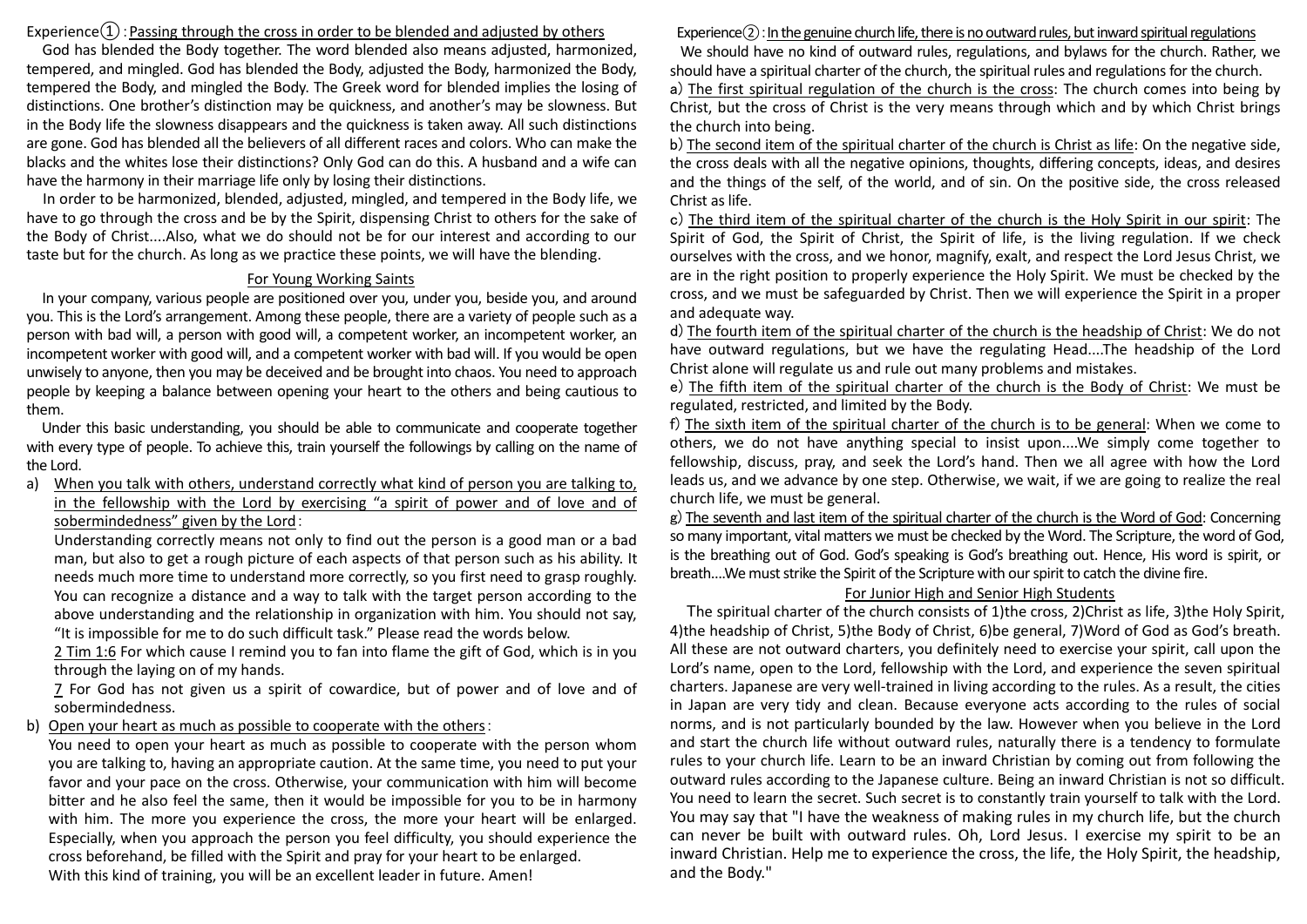Experience①: <u>Passing through the cross in order to be blended and adjusted by others</u>

God has blended the Body together. The word blended also means adjusted, harmonized, tempered, and mingled. God has blended the Body, adjusted the Body, harmonized the Body, tempered the Body, and mingled the Body. The Greek word for blended implies the losing of distinctions. One brother's distinction may be quickness, and another's may be slowness. But in the Body life the slowness disappears and the quickness is taken away. All such distinctions are gone. God has blended all the believers of all different races and colors. Who can make the blacks and the whites lose their distinctions? Only God can do this. A husband and a wife can have the harmony in their marriage life only by losing their distinctions.

In order to be harmonized, blended, adjusted, mingled, and tempered in the Body life, we have to go through the cross and be by the Spirit, dispensing Christ to others for the sake of the Body of Christ....Also, what we do should not be for our interest and according to our taste but for the church. As long as we practice these points, we will have the blending.

<u>For Young Working Saints</u>

In your company, various people are positioned over you, under you, beside you, and around you. This is the Lord's arrangement. Among these people, there are a variety of people such as a person with bad will, a person with good will, a competent worker, an incompetent worker, an incompetent worker with good will, and a competent worker with bad will. If you would be open unwisely to anyone, then you may be deceived and be brought into chaos. You need to approach people by keeping a balance between opening your heart to the others and being cautious to them.

Under this basic understanding, you should be able to communicate and cooperate together with every type of people. To achieve this, train yourself the followings by calling on the name of the Lord.

a) <u>When you talk with others, understand correctly what kind of person you are talking to, in the fellowship with the Lord by exercising "a spirit of power and of love and of sobermindedness" given by the Lord</u>:
   Understanding correctly means not only to find out the person is a good man or a bad man, but also to get a rough picture of each aspects of that person such as his ability. It needs much more time to understand more correctly, so you first need to grasp roughly. You can recognize a distance and a way to talk with the target person according to the above understanding and the relationship in organization with him. You should not say, "It is impossible for me to do such difficult task." Please read the words below.
   <u>2 Tim 1:6</u> For which cause I remind you to fan into flame the gift of God, which is in you through the laying on of my hands.
   <u>7</u> For God has not given us a spirit of cowardice, but of power and of love and of sobermindedness.

b) <u>Open your heart as much as possible to cooperate with the others</u>:
   You need to open your heart as much as possible to cooperate with the person whom you are talking to, having an appropriate caution. At the same time, you need to put your favor and your pace on the cross. Otherwise, your communication with him will become bitter and he also feel the same, then it would be impossible for you to be in harmony with him. The more you experience the cross, the more your heart will be enlarged. Especially, when you approach the person you feel difficulty, you should experience the cross beforehand, be filled with the Spirit and pray for your heart to be enlarged.
   With this kind of training, you will be an excellent leader in future. Amen!

Experience②: <u>In the genuine church life, there is no outward rules, but inward spiritual regulations</u>

We should have no kind of outward rules, regulations, and bylaws for the church. Rather, we should have a spiritual charter of the church, the spiritual rules and regulations for the church.

a) <u>The first spiritual regulation of the church is the cross</u>: The church comes into being by Christ, but the cross of Christ is the very means through which and by which Christ brings the church into being.

b) <u>The second item of the spiritual charter of the church is Christ as life</u>: On the negative side, the cross deals with all the negative opinions, thoughts, differing concepts, ideas, and desires and the things of the self, of the world, and of sin. On the positive side, the cross released Christ as life.

c) <u>The third item of the spiritual charter of the church is the Holy Spirit in our spirit</u>: The Spirit of God, the Spirit of Christ, the Spirit of life, is the living regulation. If we check ourselves with the cross, and we honor, magnify, exalt, and respect the Lord Jesus Christ, we are in the right position to properly experience the Holy Spirit. We must be checked by the cross, and we must be safeguarded by Christ. Then we will experience the Spirit in a proper and adequate way.

d) <u>The fourth item of the spiritual charter of the church is the headship of Christ</u>: We do not have outward regulations, but we have the regulating Head....The headship of the Lord Christ alone will regulate us and rule out many problems and mistakes.

e) <u>The fifth item of the spiritual charter of the church is the Body of Christ</u>: We must be regulated, restricted, and limited by the Body.

f) <u>The sixth item of the spiritual charter of the church is to be general</u>: When we come to others, we do not have anything special to insist upon....We simply come together to fellowship, discuss, pray, and seek the Lord's hand. Then we all agree with how the Lord leads us, and we advance by one step. Otherwise, we wait, if we are going to realize the real church life, we must be general.

g) <u>The seventh and last item of the spiritual charter of the church is the Word of God</u>: Concerning so many important, vital matters we must be checked by the Word. The Scripture, the word of God, is the breathing out of God. God's speaking is God's breathing out. Hence, His word is spirit, or breath....We must strike the Spirit of the Scripture with our spirit to catch the divine fire.

<u>For Junior High and Senior High Students</u>

The spiritual charter of the church consists of 1)the cross, 2)Christ as life, 3)the Holy Spirit, 4)the headship of Christ, 5)the Body of Christ, 6)be general, 7)Word of God as God's breath. All these are not outward charters, you definitely need to exercise your spirit, call upon the Lord's name, open to the Lord, fellowship with the Lord, and experience the seven spiritual charters. Japanese are very well-trained in living according to the rules. As a result, the cities in Japan are very tidy and clean. Because everyone acts according to the rules of social norms, and is not particularly bounded by the law. However when you believe in the Lord and start the church life without outward rules, naturally there is a tendency to formulate rules to your church life. Learn to be an inward Christian by coming out from following the outward rules according to the Japanese culture. Being an inward Christian is not so difficult. You need to learn the secret. Such secret is to constantly train yourself to talk with the Lord. You may say that "I have the weakness of making rules in my church life, but the church can never be built with outward rules. Oh, Lord Jesus. I exercise my spirit to be an inward Christian. Help me to experience the cross, the life, the Holy Spirit, the headship, and the Body."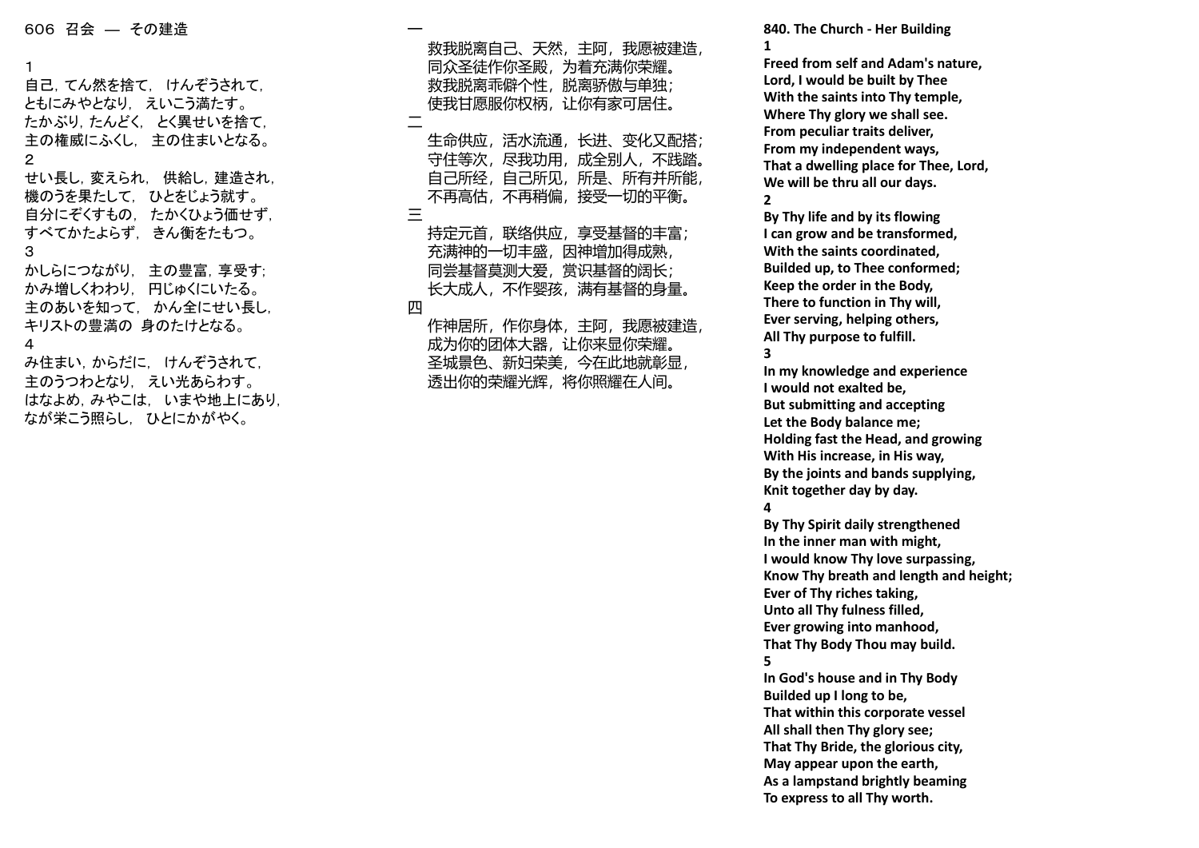606　召会 ― その建造

1
自己，てん然を捨て，　けんぞうされて，
ともにみやとなり，　えいこう満たす。
たかぶり，たんどく，　とく異せいを捨て，
主の権威にふくし，　主の住まいとなる。
2
せい長し，変えられ，　供給し，建造され，
機のうを果たして，　ひとをじょう就す。
自分にぞくすもの，　たかくひょう価せず，
すべてかたよらず，　きん衡をたもつ。
3
かしらにつながり，　主の豊富，享受す;
かみ増しくわわり，　円じゅくにいたる。
主のあいを知って，　かん全にせい長し，
キリストの豊満の　身のたけとなる。
4
み住まい，からだに，　けんぞうされて，
主のうつわとなり，　えい光あらわす。
はなよめ，みやこは，　いまや地上にあり，
なが栄こう照らし，　ひとにかがやく。

一
救我脱离自己、天然，主阿，我愿被建造，
同众圣徒作你圣殿，为着充满你荣耀。
救我脱离乖僻个性，脱离骄傲与单独；
使我甘愿服你权柄，让你有家可居住。
二
生命供应，活水流通，长进、变化又配搭；
守住等次，尽我功用，成全别人，不践踏。
自己所经，自己所见，所是、所有并所能，
不再高估，不再稍偏，接受一切的平衡。
三
持定元首，联络供应，享受基督的丰富；
充满神的一切丰盛，因神增加得成熟，
同尝基督莫测大爱，赏识基督的阔长；
长大成人，不作婴孩，满有基督的身量。
四
作神居所，作你身体，主阿，我愿被建造，
成为你的团体大器，让你来显你荣耀。
圣城景色、新妇荣美，今在此地就彰显，
透出你的荣耀光辉，将你照耀在人间。

**840. The Church - Her Building**
**1**
**Freed from self and Adam's nature,**
**Lord, I would be built by Thee**
**With the saints into Thy temple,**
**Where Thy glory we shall see.**
**From peculiar traits deliver,**
**From my independent ways,**
**That a dwelling place for Thee, Lord,**
**We will be thru all our days.**
**2**
**By Thy life and by its flowing**
**I can grow and be transformed,**
**With the saints coordinated,**
**Builded up, to Thee conformed;**
**Keep the order in the Body,**
**There to function in Thy will,**
**Ever serving, helping others,**
**All Thy purpose to fulfill.**
**3**
**In my knowledge and experience**
**I would not exalted be,**
**But submitting and accepting**
**Let the Body balance me;**
**Holding fast the Head, and growing**
**With His increase, in His way,**
**By the joints and bands supplying,**
**Knit together day by day.**
**4**
**By Thy Spirit daily strengthened**
**In the inner man with might,**
**I would know Thy love surpassing,**
**Know Thy breath and length and height;**
**Ever of Thy riches taking,**
**Unto all Thy fulness filled,**
**Ever growing into manhood,**
**That Thy Body Thou may build.**
**5**
**In God's house and in Thy Body**
**Builded up I long to be,**
**That within this corporate vessel**
**All shall then Thy glory see;**
**That Thy Bride, the glorious city,**
**May appear upon the earth,**
**As a lampstand brightly beaming**
**To express to all Thy worth.**